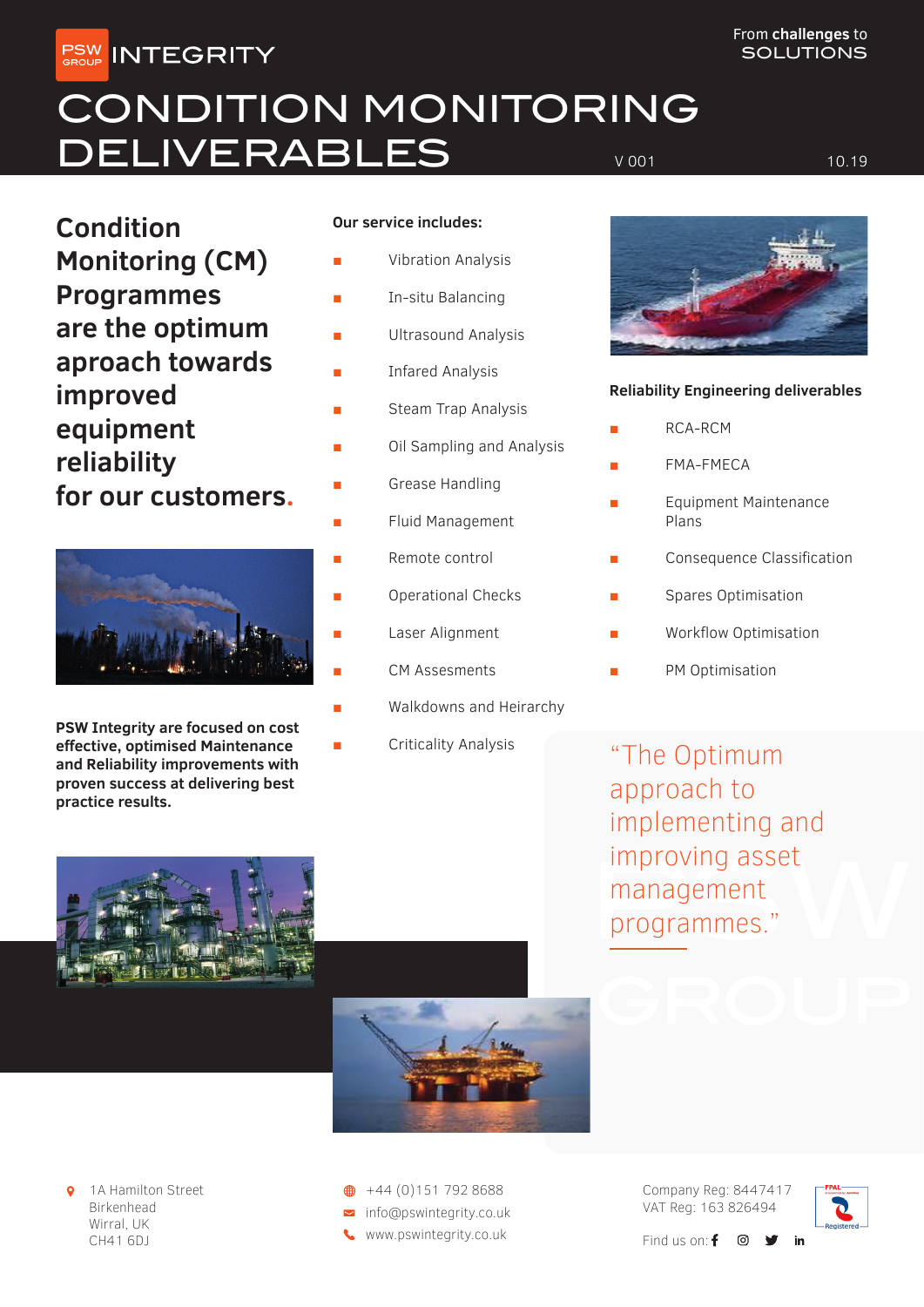PSW GROUP INTEGRITY

From **challenges** to SOLUTIONS

# CONDITION MONITORING DELIVERABLES

V 001 10.19

## Condition Monitoring (CM) Programmes are the optimum aproach towards improved equipment reliability for our customers.

**PSW Integrity are focused on cost effective, optimised Maintenance and Reliability improvements with proven success at delivering best practice results.**

**Our service includes:**

- Vibration Analysis
- In-situ Balancing
- Ultrasound Analysis
- Infared Analysis
- Steam Trap Analysis
- Oil Sampling and Analysis
- Grease Handling
- Fluid Management
- Remote control
- Operational Checks
- Laser Alignment
- CM Assesments
- Walkdowns and Heirarchy
- Criticality Analysis

**Reliability Engineering deliverables**

- RCA-RCM
- FMA-FMECA
- Equipment Maintenance Plans
- Consequence Classification
- Spares Optimisation
- Workflow Optimisation
- PM Optimisation

"The Optimum approach to implementing and improving asset management programmes."

1A Hamilton Street
Birkenhead
Wirral, UK
CH41 6DJ

+44 (0)151 792 8688
info@pswintegrity.co.uk
www.pswintegrity.co.uk

Company Reg: 8447417
VAT Reg: 163 826494

Find us on: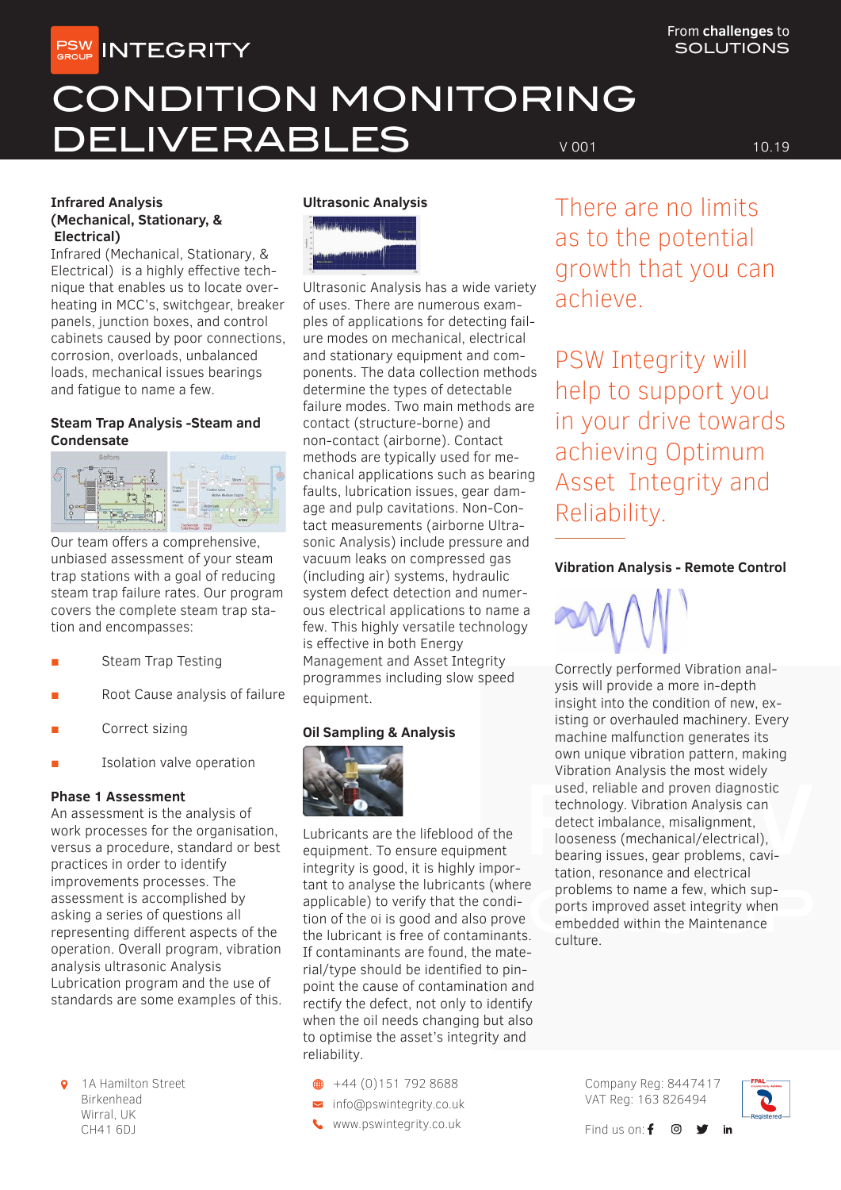# CONDITION MONITORING DELIVERABLES

V 001 10.19

From **challenges** to SOLUTIONS

### Infrared Analysis (Mechanical, Stationary, & Electrical)

Infrared (Mechanical, Stationary, & Electrical) is a highly effective technique that enables us to locate overheating in MCC's, switchgear, breaker panels, junction boxes, and control cabinets caused by poor connections, corrosion, overloads, unbalanced loads, mechanical issues bearings and fatigue to name a few.

### Steam Trap Analysis -Steam and Condensate

Our team offers a comprehensive, unbiased assessment of your steam trap stations with a goal of reducing steam trap failure rates. Our program covers the complete steam trap station and encompasses:

- Steam Trap Testing
- Root Cause analysis of failure
- Correct sizing
- Isolation valve operation

### Phase 1 Assessment

An assessment is the analysis of work processes for the organisation, versus a procedure, standard or best practices in order to identify improvements processes. The assessment is accomplished by asking a series of questions all representing different aspects of the operation. Overall program, vibration analysis ultrasonic Analysis Lubrication program and the use of standards are some examples of this.

### Ultrasonic Analysis

Ultrasonic Analysis has a wide variety of uses. There are numerous examples of applications for detecting failure modes on mechanical, electrical and stationary equipment and components. The data collection methods determine the types of detectable failure modes. Two main methods are contact (structure-borne) and non-contact (airborne). Contact methods are typically used for mechanical applications such as bearing faults, lubrication issues, gear damage and pulp cavitations. Non-Contact measurements (airborne Ultrasonic Analysis) include pressure and vacuum leaks on compressed gas (including air) systems, hydraulic system defect detection and numerous electrical applications to name a few. This highly versatile technology is effective in both Energy Management and Asset Integrity programmes including slow speed equipment.

### Oil Sampling & Analysis

Lubricants are the lifeblood of the equipment. To ensure equipment integrity is good, it is highly important to analyse the lubricants (where applicable) to verify that the condition of the oi is good and also prove the lubricant is free of contaminants. If contaminants are found, the material/type should be identified to pinpoint the cause of contamination and rectify the defect, not only to identify when the oil needs changing but also to optimise the asset's integrity and reliability.

There are no limits as to the potential growth that you can achieve.

PSW Integrity will help to support you in your drive towards achieving Optimum Asset Integrity and Reliability.

### Vibration Analysis - Remote Control

Correctly performed Vibration analysis will provide a more in-depth insight into the condition of new, existing or overhauled machinery. Every machine malfunction generates its own unique vibration pattern, making Vibration Analysis the most widely used, reliable and proven diagnostic technology. Vibration Analysis can detect imbalance, misalignment, looseness (mechanical/electrical), bearing issues, gear problems, cavitation, resonance and electrical problems to name a few, which supports improved asset integrity when embedded within the Maintenance culture.

1A Hamilton Street
Birkenhead
Wirral, UK
CH41 6DJ

+44 (0)151 792 8688
info@pswintegrity.co.uk
www.pswintegrity.co.uk

Company Reg: 8447417
VAT Reg: 163 826494

Find us on: